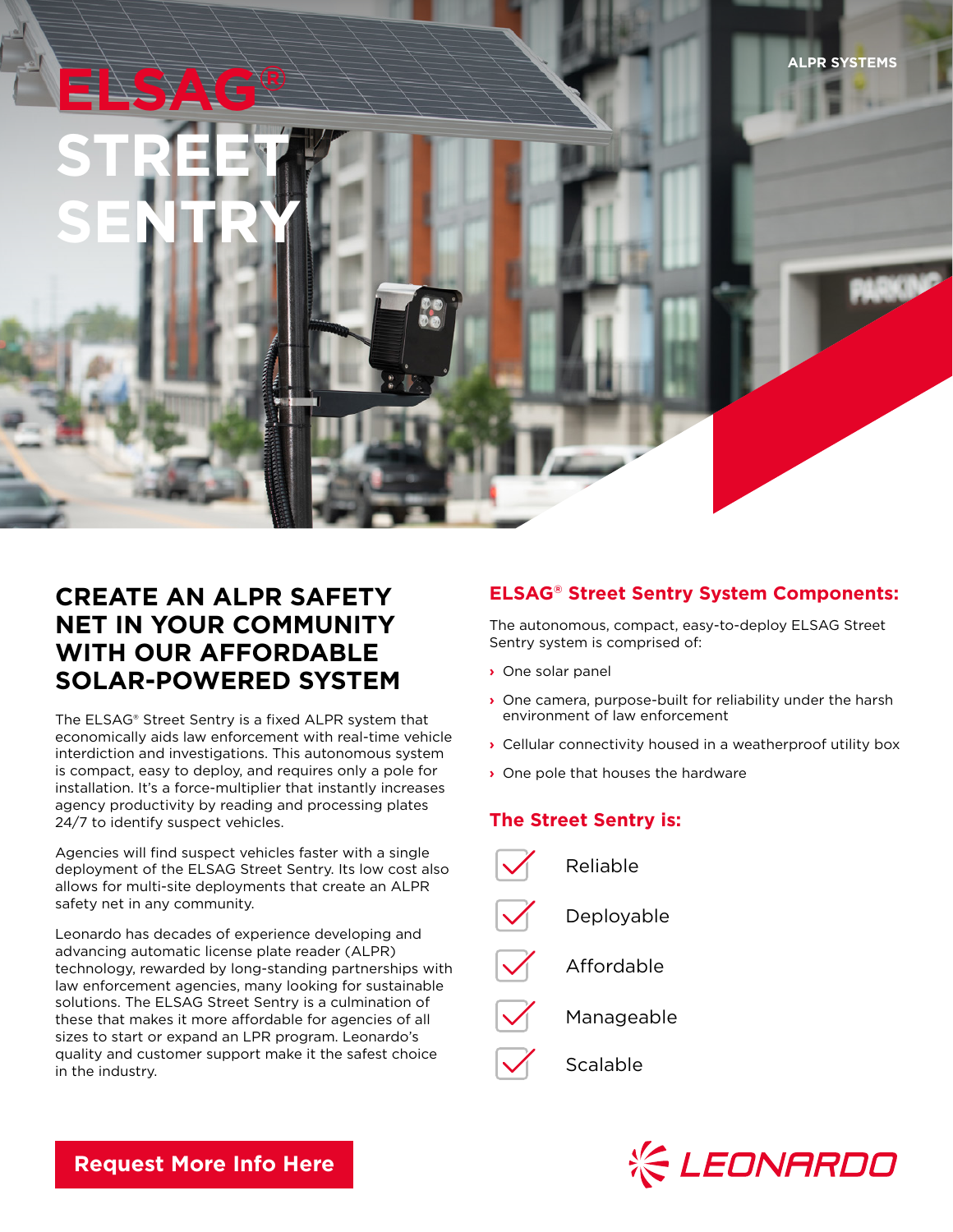ALPR SYSTEMS

# ELSAG® STREET SENTRY

## CREATE AN ALPR SAFETY NET IN YOUR COMMUNITY WITH OUR AFFORDABLE SOLAR-POWERED SYSTEM

The ELSAG® Street Sentry is a fixed ALPR system that economically aids law enforcement with real-time vehicle interdiction and investigations. This autonomous system is compact, easy to deploy, and requires only a pole for installation. It's a force-multiplier that instantly increases agency productivity by reading and processing plates 24/7 to identify suspect vehicles.

Agencies will find suspect vehicles faster with a single deployment of the ELSAG Street Sentry. Its low cost also allows for multi-site deployments that create an ALPR safety net in any community.

Leonardo has decades of experience developing and advancing automatic license plate reader (ALPR) technology, rewarded by long-standing partnerships with law enforcement agencies, many looking for sustainable solutions. The ELSAG Street Sentry is a culmination of these that makes it more affordable for agencies of all sizes to start or expand an LPR program. Leonardo's quality and customer support make it the safest choice in the industry.

### ELSAG® Street Sentry System Components:

The autonomous, compact, easy-to-deploy ELSAG Street Sentry system is comprised of:

- One solar panel
- One camera, purpose-built for reliability under the harsh environment of law enforcement
- Cellular connectivity housed in a weatherproof utility box
- One pole that houses the hardware

### The Street Sentry is:

- Reliable
- Deployable
- Affordable
- Manageable
- Scalable

**Request More Info Here**

LEONARDO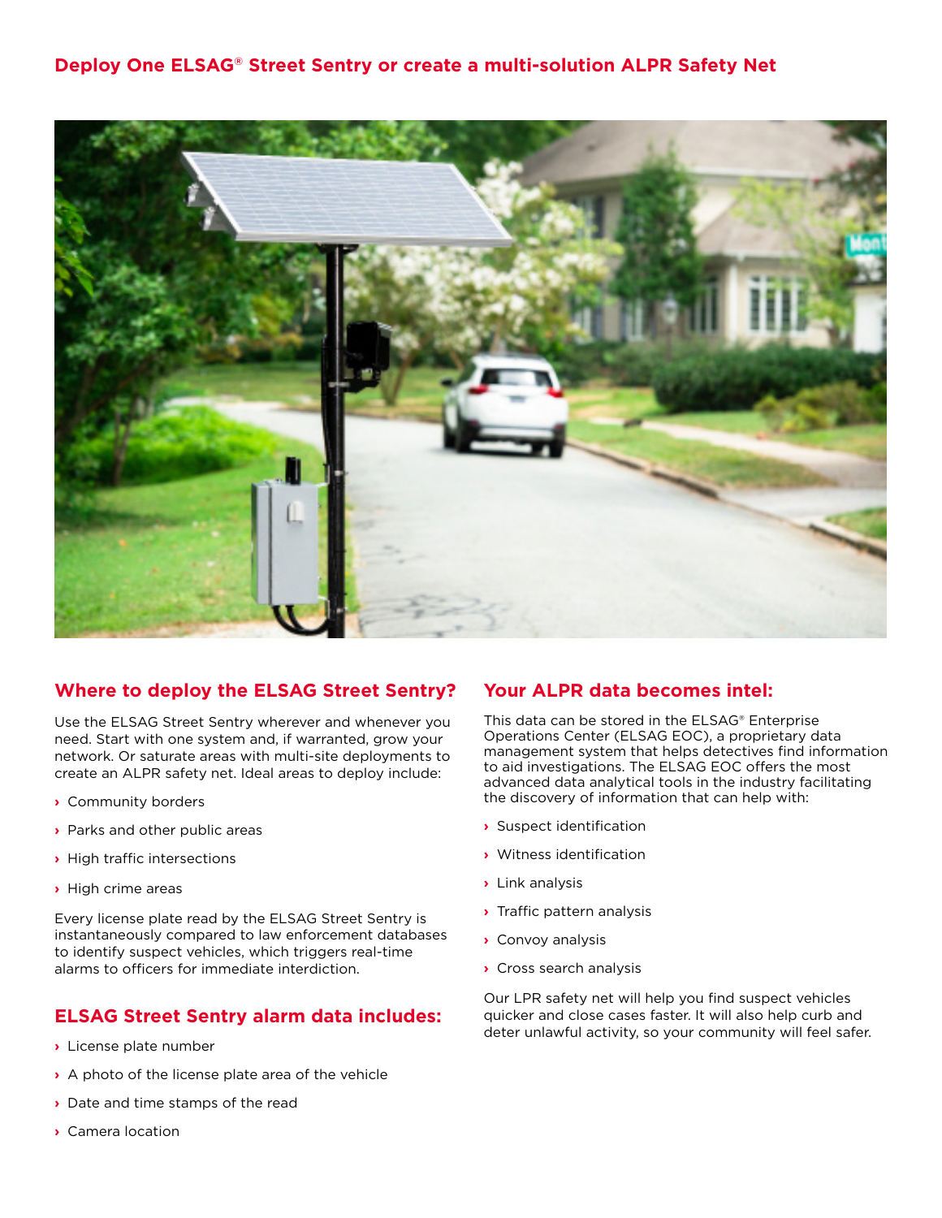## Deploy One ELSAG® Street Sentry or create a multi-solution ALPR Safety Net

### Where to deploy the ELSAG Street Sentry?

Use the ELSAG Street Sentry wherever and whenever you need. Start with one system and, if warranted, grow your network. Or saturate areas with multi-site deployments to create an ALPR safety net. Ideal areas to deploy include:

- Community borders
- Parks and other public areas
- High traffic intersections
- High crime areas

Every license plate read by the ELSAG Street Sentry is instantaneously compared to law enforcement databases to identify suspect vehicles, which triggers real-time alarms to officers for immediate interdiction.

### ELSAG Street Sentry alarm data includes:

- License plate number
- A photo of the license plate area of the vehicle
- Date and time stamps of the read
- Camera location

### Your ALPR data becomes intel:

This data can be stored in the ELSAG® Enterprise Operations Center (ELSAG EOC), a proprietary data management system that helps detectives find information to aid investigations. The ELSAG EOC offers the most advanced data analytical tools in the industry facilitating the discovery of information that can help with:

- Suspect identification
- Witness identification
- Link analysis
- Traffic pattern analysis
- Convoy analysis
- Cross search analysis

Our LPR safety net will help you find suspect vehicles quicker and close cases faster. It will also help curb and deter unlawful activity, so your community will feel safer.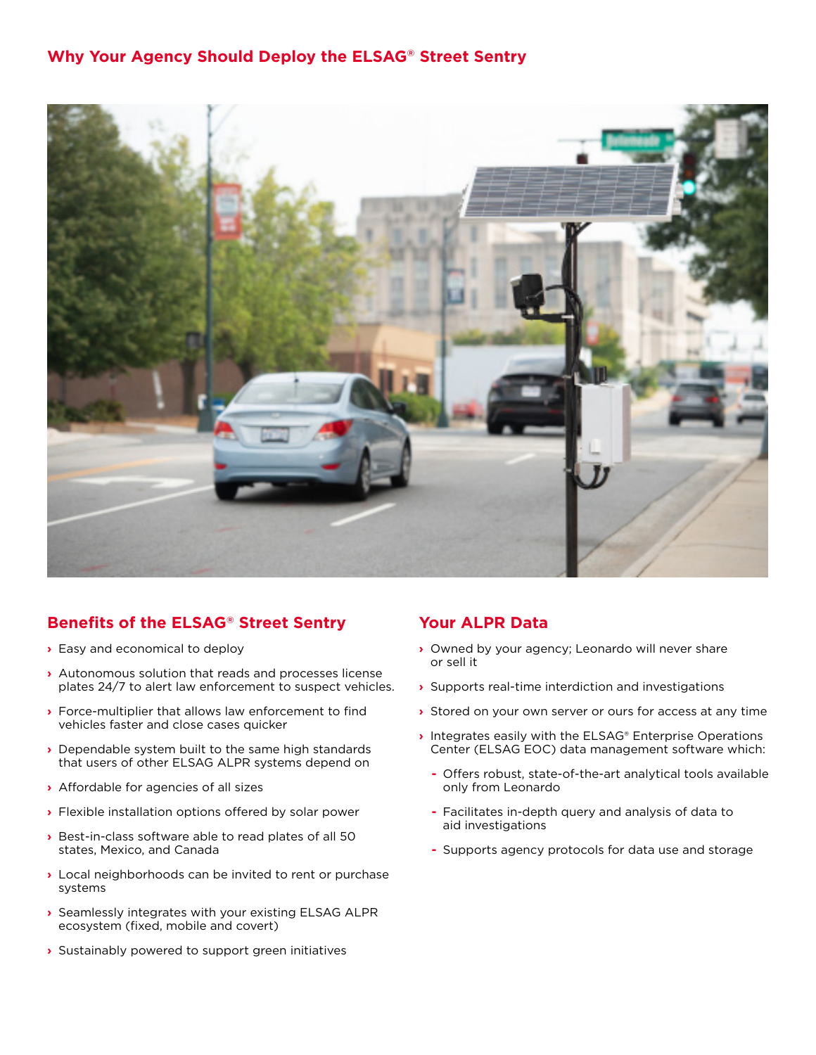## Why Your Agency Should Deploy the ELSAG® Street Sentry

### Benefits of the ELSAG® Street Sentry

- Easy and economical to deploy
- Autonomous solution that reads and processes license plates 24/7 to alert law enforcement to suspect vehicles.
- Force-multiplier that allows law enforcement to find vehicles faster and close cases quicker
- Dependable system built to the same high standards that users of other ELSAG ALPR systems depend on
- Affordable for agencies of all sizes
- Flexible installation options offered by solar power
- Best-in-class software able to read plates of all 50 states, Mexico, and Canada
- Local neighborhoods can be invited to rent or purchase systems
- Seamlessly integrates with your existing ELSAG ALPR ecosystem (fixed, mobile and covert)
- Sustainably powered to support green initiatives

### Your ALPR Data

- Owned by your agency; Leonardo will never share or sell it
- Supports real-time interdiction and investigations
- Stored on your own server or ours for access at any time
- Integrates easily with the ELSAG® Enterprise Operations Center (ELSAG EOC) data management software which:
  - Offers robust, state-of-the-art analytical tools available only from Leonardo
  - Facilitates in-depth query and analysis of data to aid investigations
  - Supports agency protocols for data use and storage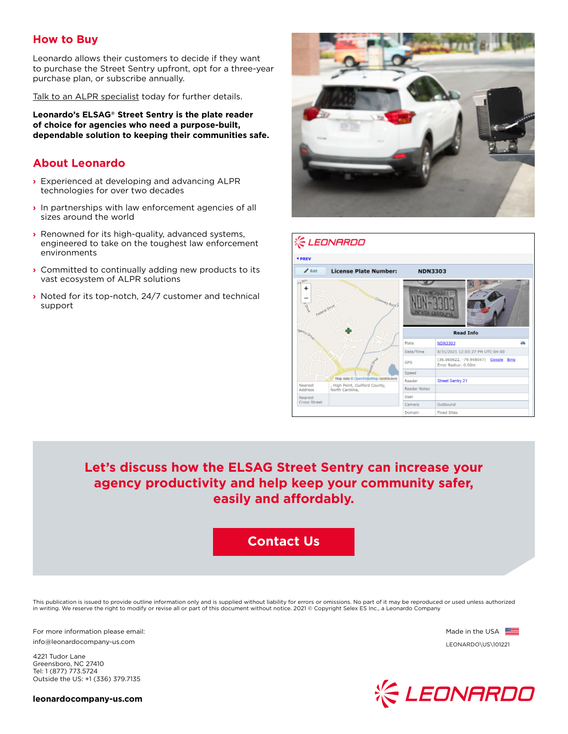## How to Buy

Leonardo allows their customers to decide if they want to purchase the Street Sentry upfront, opt for a three-year purchase plan, or subscribe annually.

Talk to an ALPR specialist today for further details.

**Leonardo's ELSAG® Street Sentry is the plate reader of choice for agencies who need a purpose-built, dependable solution to keeping their communities safe.**

## About Leonardo

- Experienced at developing and advancing ALPR technologies for over two decades
- In partnerships with law enforcement agencies of all sizes around the world
- Renowned for its high-quality, advanced systems, engineered to take on the toughest law enforcement environments
- Committed to continually adding new products to its vast ecosystem of ALPR solutions
- Noted for its top-notch, 24/7 customer and technical support

**Let's discuss how the ELSAG Street Sentry can increase your agency productivity and help keep your community safer, easily and affordably.**

**Contact Us**

This publication is issued to provide outline information only and is supplied without liability for errors or omissions. No part of it may be reproduced or used unless authorized in writing. We reserve the right to modify or revise all or part of this document without notice. 2021 © Copyright Selex ES Inc., a Leonardo Company

For more information please email:
info@leonardocompany-us.com

4221 Tudor Lane
Greensboro, NC 27410
Tel: 1 (877) 773.5724
Outside the US: +1 (336) 379.7135

**leonardocompany-us.com**

Made in the USA

LEONARDO\US\101221